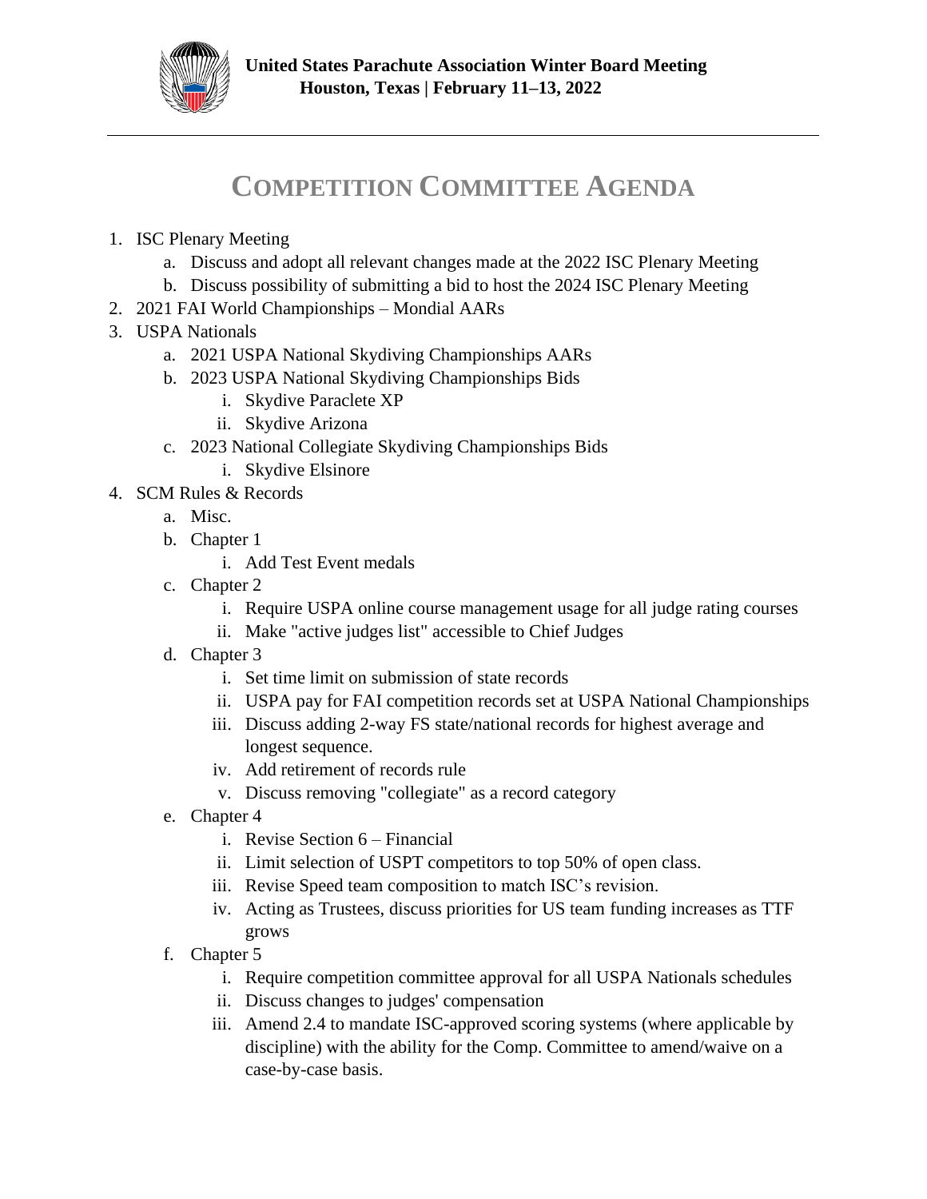**United States Parachute Association Winter Board Meeting**
**Houston, Texas | February 11–13, 2022**

---

# COMPETITION COMMITTEE AGENDA

1. ISC Plenary Meeting
    a. Discuss and adopt all relevant changes made at the 2022 ISC Plenary Meeting
    b. Discuss possibility of submitting a bid to host the 2024 ISC Plenary Meeting
2. 2021 FAI World Championships – Mondial AARs
3. USPA Nationals
    a. 2021 USPA National Skydiving Championships AARs
    b. 2023 USPA National Skydiving Championships Bids
        i. Skydive Paraclete XP
        ii. Skydive Arizona
    c. 2023 National Collegiate Skydiving Championships Bids
        i. Skydive Elsinore
4. SCM Rules & Records
    a. Misc.
    b. Chapter 1
        i. Add Test Event medals
    c. Chapter 2
        i. Require USPA online course management usage for all judge rating courses
        ii. Make "active judges list" accessible to Chief Judges
    d. Chapter 3
        i. Set time limit on submission of state records
        ii. USPA pay for FAI competition records set at USPA National Championships
        iii. Discuss adding 2-way FS state/national records for highest average and longest sequence.
        iv. Add retirement of records rule
        v. Discuss removing "collegiate" as a record category
    e. Chapter 4
        i. Revise Section 6 – Financial
        ii. Limit selection of USPT competitors to top 50% of open class.
        iii. Revise Speed team composition to match ISC's revision.
        iv. Acting as Trustees, discuss priorities for US team funding increases as TTF grows
    f. Chapter 5
        i. Require competition committee approval for all USPA Nationals schedules
        ii. Discuss changes to judges' compensation
        iii. Amend 2.4 to mandate ISC-approved scoring systems (where applicable by discipline) with the ability for the Comp. Committee to amend/waive on a case-by-case basis.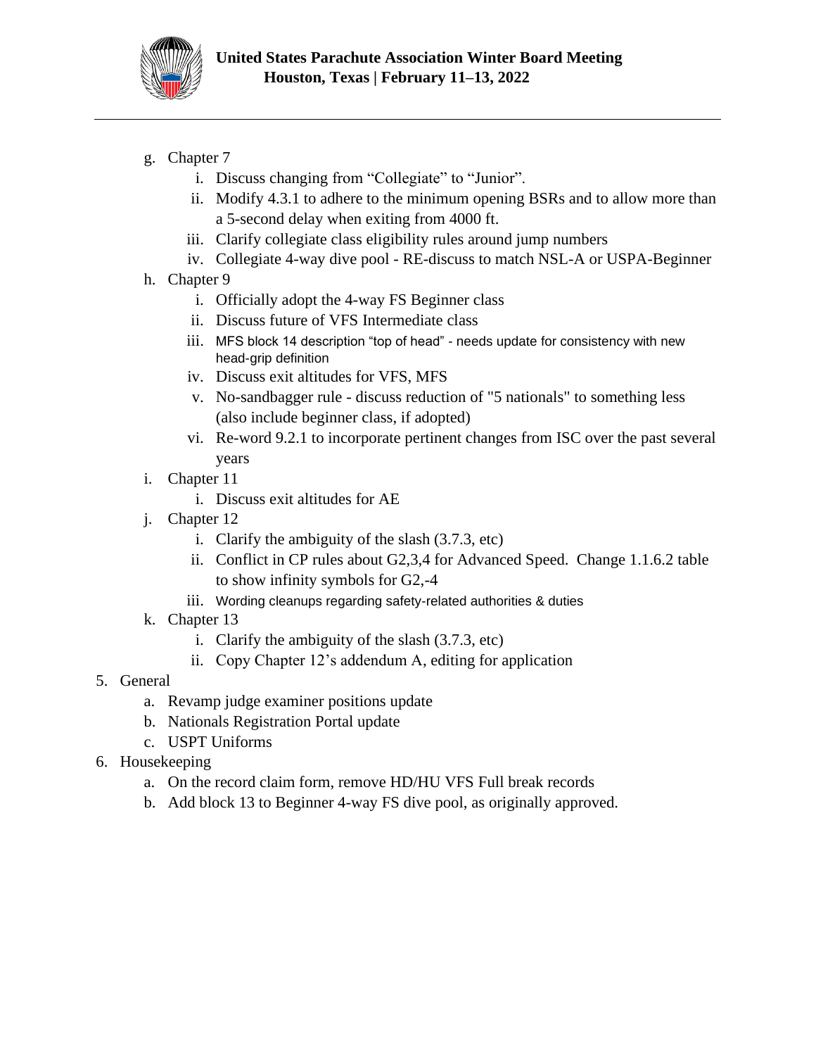g. Chapter 7
    i. Discuss changing from "Collegiate" to "Junior".
    ii. Modify 4.3.1 to adhere to the minimum opening BSRs and to allow more than a 5-second delay when exiting from 4000 ft.
    iii. Clarify collegiate class eligibility rules around jump numbers
    iv. Collegiate 4-way dive pool - RE-discuss to match NSL-A or USPA-Beginner
h. Chapter 9
    i. Officially adopt the 4-way FS Beginner class
    ii. Discuss future of VFS Intermediate class
    iii. MFS block 14 description "top of head" - needs update for consistency with new head-grip definition
    iv. Discuss exit altitudes for VFS, MFS
    v. No-sandbagger rule - discuss reduction of "5 nationals" to something less (also include beginner class, if adopted)
    vi. Re-word 9.2.1 to incorporate pertinent changes from ISC over the past several years
i. Chapter 11
    i. Discuss exit altitudes for AE
j. Chapter 12
    i. Clarify the ambiguity of the slash (3.7.3, etc)
    ii. Conflict in CP rules about G2,3,4 for Advanced Speed. Change 1.1.6.2 table to show infinity symbols for G2,-4
    iii. Wording cleanups regarding safety-related authorities & duties
k. Chapter 13
    i. Clarify the ambiguity of the slash (3.7.3, etc)
    ii. Copy Chapter 12's addendum A, editing for application

5. General
    a. Revamp judge examiner positions update
    b. Nationals Registration Portal update
    c. USPT Uniforms
6. Housekeeping
    a. On the record claim form, remove HD/HU VFS Full break records
    b. Add block 13 to Beginner 4-way FS dive pool, as originally approved.